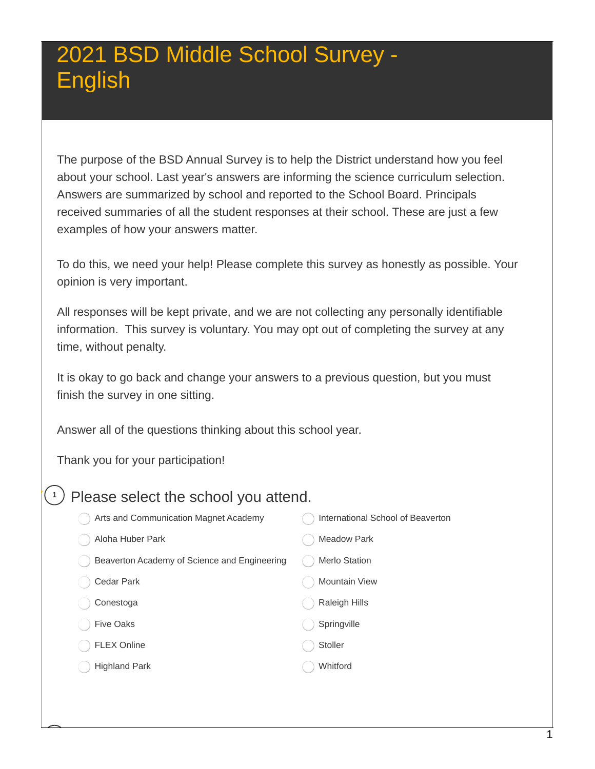# 2021 BSD Middle School Survey - English

The purpose of the BSD Annual Survey is to help the District understand how you feel about your school. Last year's answers are informing the science curriculum selection. Answers are summarized by school and reported to the School Board. Principals received summaries of all the student responses at their school. These are just a few examples of how your answers matter.

To do this, we need your help! Please complete this survey as honestly as possible. Your opinion is very important.

All responses will be kept private, and we are not collecting any personally identifiable information. This survey is voluntary. You may opt out of completing the survey at any time, without penalty.

It is okay to go back and change your answers to a previous question, but you must finish the survey in one sitting.

Answer all of the questions thinking about this school year.

Thank you for your participation!

1. Please select the school you attend.

- Arts and Communication Magnet Academy
- Aloha Huber Park
- Beaverton Academy of Science and Engineering
- Cedar Park
- Conestoga
- Five Oaks
- FLEX Online
- Highland Park
- International School of Beaverton
- Meadow Park
- Merlo Station
- Mountain View
- Raleigh Hills
- Springville
- Stoller
- Whitford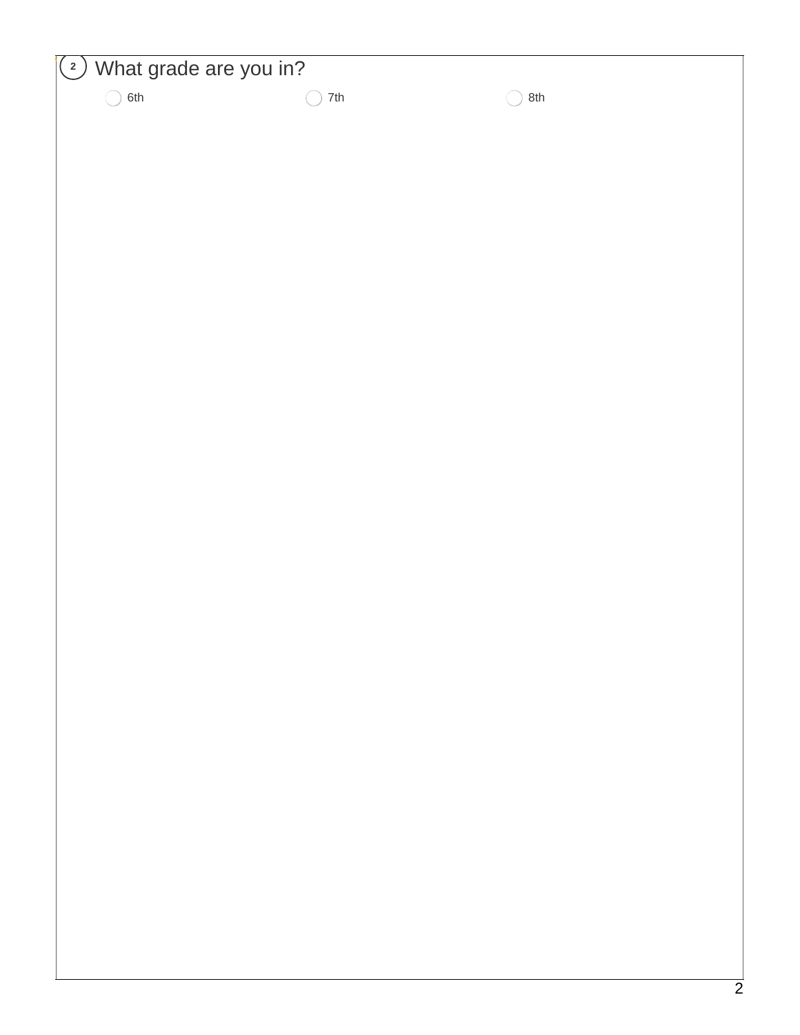**2** What grade are you in?

- ◯ 6th
- ◯ 7th
- ◯ 8th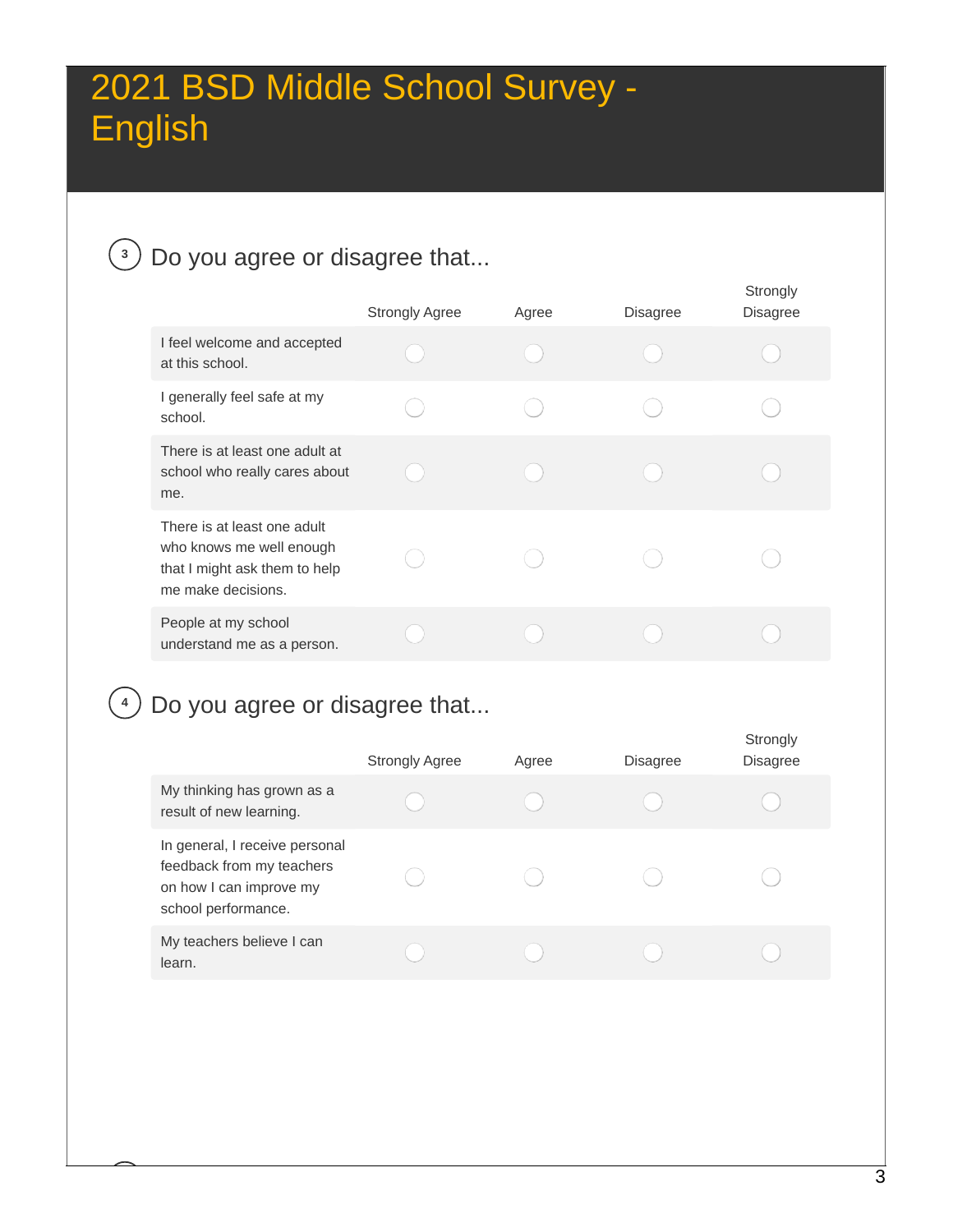# 2021 BSD Middle School Survey - English

3. Do you agree or disagree that...

| | Strongly Agree | Agree | Disagree | Strongly Disagree |
|---|---|---|---|---|
| I feel welcome and accepted at this school. | ◯ | ◯ | ◯ | ◯ |
| I generally feel safe at my school. | ◯ | ◯ | ◯ | ◯ |
| There is at least one adult at school who really cares about me. | ◯ | ◯ | ◯ | ◯ |
| There is at least one adult who knows me well enough that I might ask them to help me make decisions. | ◯ | ◯ | ◯ | ◯ |
| People at my school understand me as a person. | ◯ | ◯ | ◯ | ◯ |

4. Do you agree or disagree that...

| | Strongly Agree | Agree | Disagree | Strongly Disagree |
|---|---|---|---|---|
| My thinking has grown as a result of new learning. | ◯ | ◯ | ◯ | ◯ |
| In general, I receive personal feedback from my teachers on how I can improve my school performance. | ◯ | ◯ | ◯ | ◯ |
| My teachers believe I can learn. | ◯ | ◯ | ◯ | ◯ |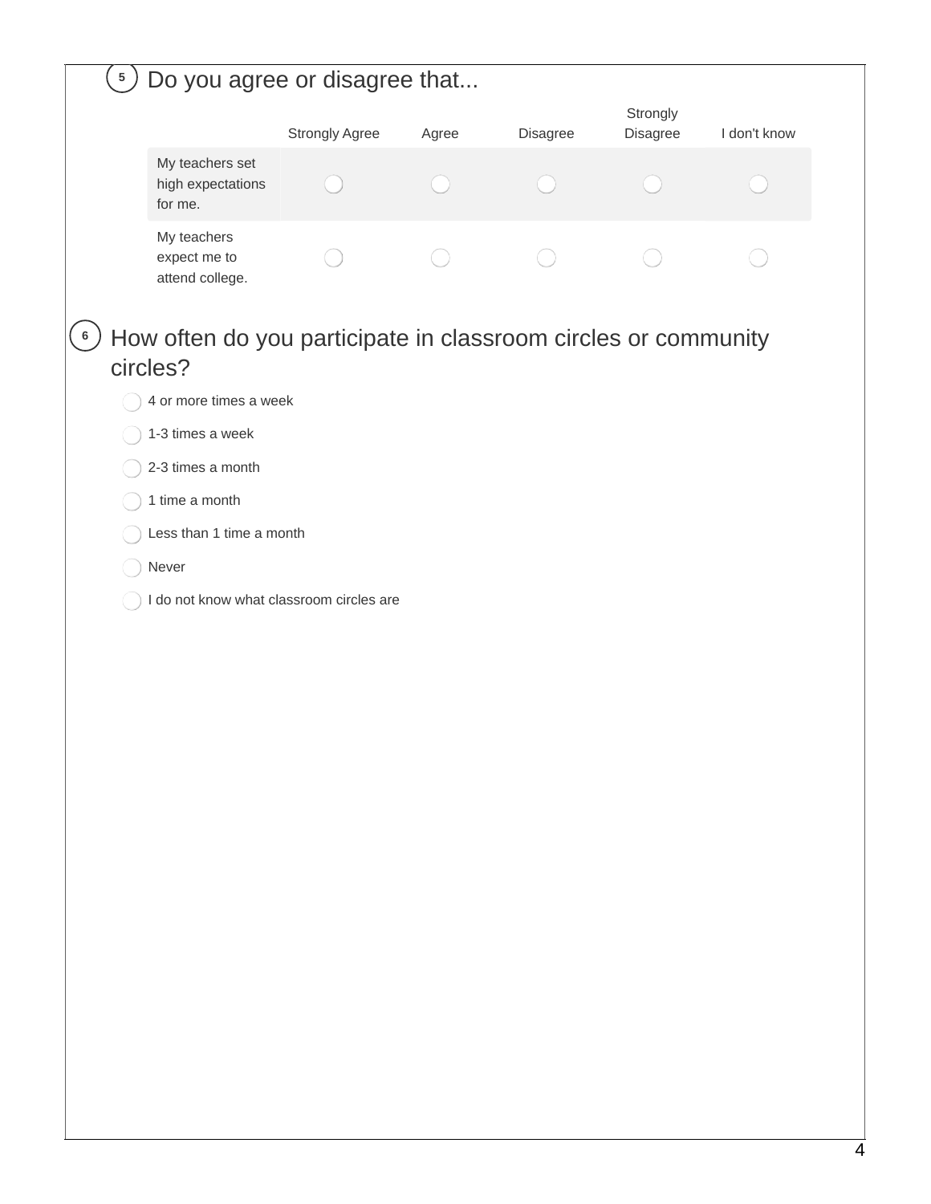5. Do you agree or disagree that...

| | Strongly Agree | Agree | Disagree | Strongly Disagree | I don't know |
|---|---|---|---|---|---|
| My teachers set high expectations for me. | ◯ | ◯ | ◯ | ◯ | ◯ |
| My teachers expect me to attend college. | ◯ | ◯ | ◯ | ◯ | ◯ |

6. How often do you participate in classroom circles or community circles?

- ◯ 4 or more times a week
- ◯ 1-3 times a week
- ◯ 2-3 times a month
- ◯ 1 time a month
- ◯ Less than 1 time a month
- ◯ Never
- ◯ I do not know what classroom circles are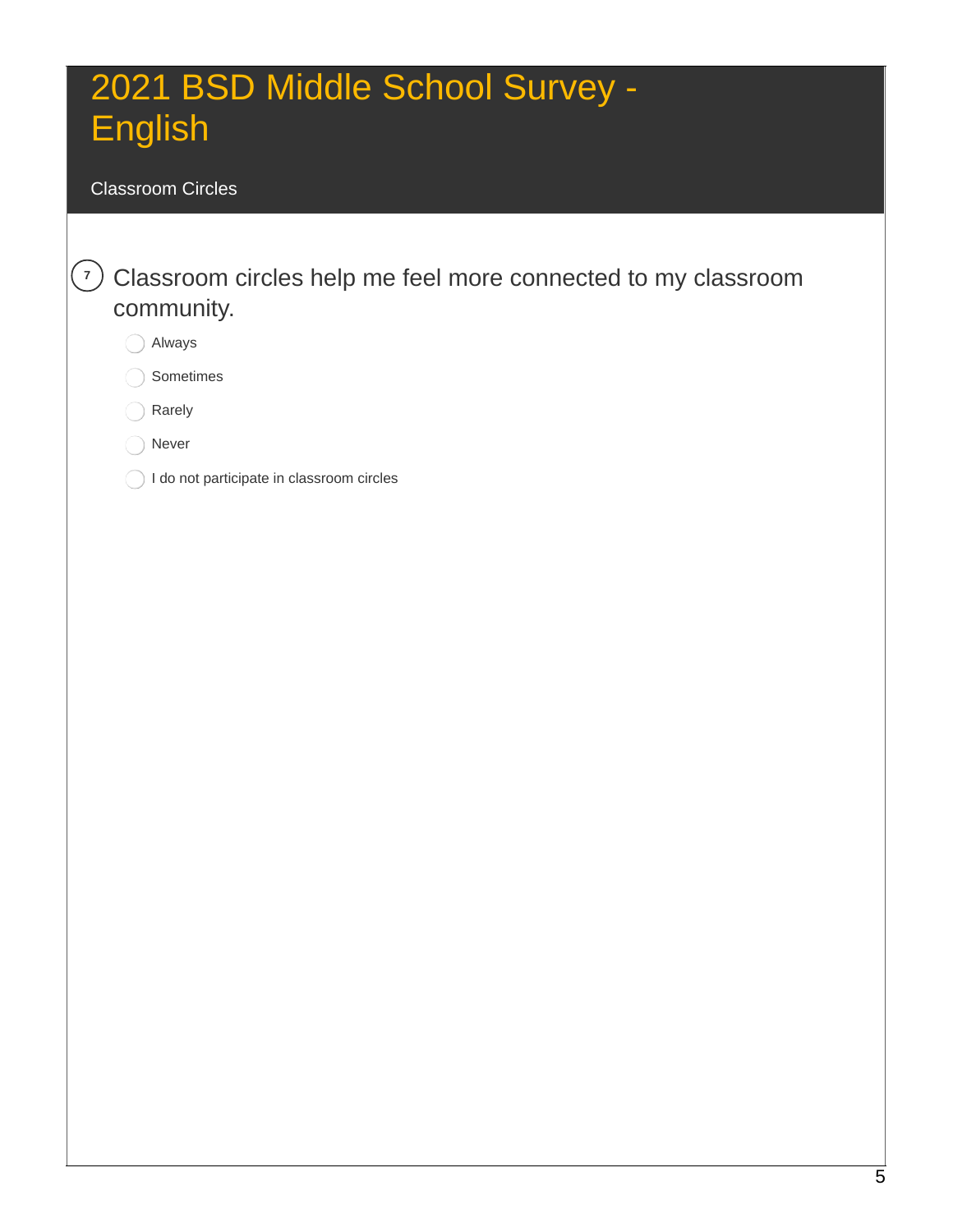# 2021 BSD Middle School Survey - English

## Classroom Circles

7. Classroom circles help me feel more connected to my classroom community.

- ◯ Always
- ◯ Sometimes
- ◯ Rarely
- ◯ Never
- ◯ I do not participate in classroom circles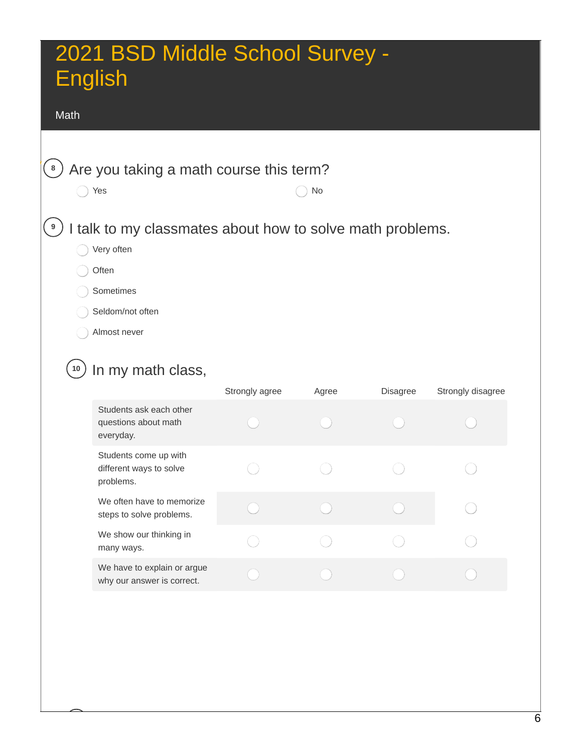# 2021 BSD Middle School Survey - English

## Math

**8** Are you taking a math course this term?

- ◯ Yes
- ◯ No

**9** I talk to my classmates about how to solve math problems.

- ◯ Very often
- ◯ Often
- ◯ Sometimes
- ◯ Seldom/not often
- ◯ Almost never

**10** In my math class,

| | Strongly agree | Agree | Disagree | Strongly disagree |
|---|---|---|---|---|
| Students ask each other questions about math everyday. | ◯ | ◯ | ◯ | ◯ |
| Students come up with different ways to solve problems. | ◯ | ◯ | ◯ | ◯ |
| We often have to memorize steps to solve problems. | ◯ | ◯ | ◯ | ◯ |
| We show our thinking in many ways. | ◯ | ◯ | ◯ | ◯ |
| We have to explain or argue why our answer is correct. | ◯ | ◯ | ◯ | ◯ |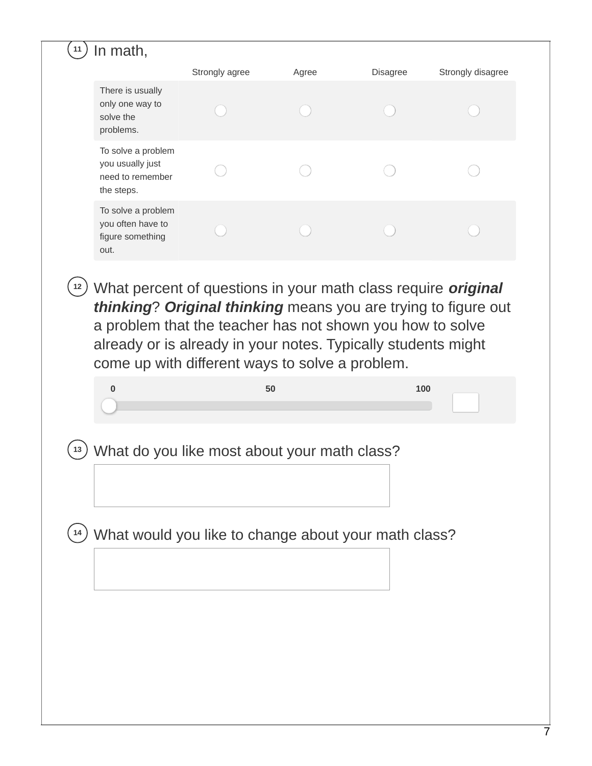11 In math,

| | Strongly agree | Agree | Disagree | Strongly disagree |
|---|---|---|---|---|
| There is usually only one way to solve the problems. | ○ | ○ | ○ | ○ |
| To solve a problem you usually just need to remember the steps. | ○ | ○ | ○ | ○ |
| To solve a problem you often have to figure something out. | ○ | ○ | ○ | ○ |

12 What percent of questions in your math class require ***original thinking***? ***Original thinking*** means you are trying to figure out a problem that the teacher has not shown you how to solve already or is already in your notes. Typically students might come up with different ways to solve a problem.

0 — 50 — 100 [ ]

13 What do you like most about your math class?

[ ]

14 What would you like to change about your math class?

[ ]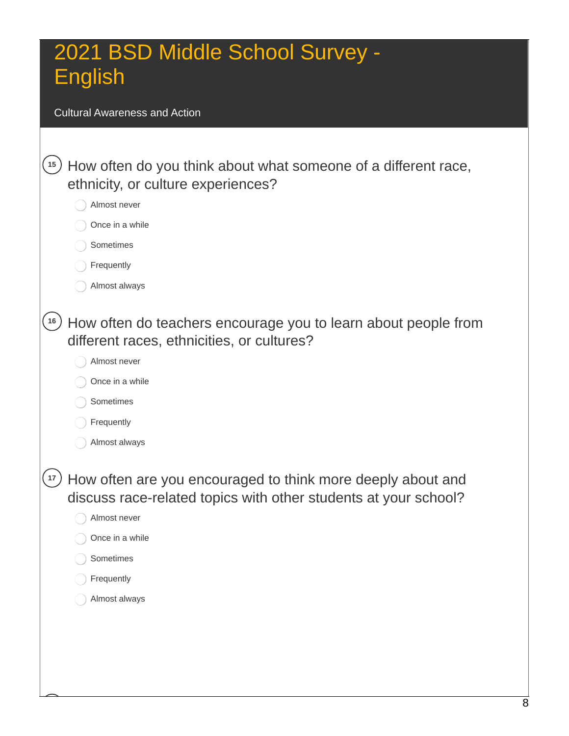# 2021 BSD Middle School Survey - English

Cultural Awareness and Action

15. How often do you think about what someone of a different race, ethnicity, or culture experiences?

- Almost never
- Once in a while
- Sometimes
- Frequently
- Almost always

16. How often do teachers encourage you to learn about people from different races, ethnicities, or cultures?

- Almost never
- Once in a while
- Sometimes
- Frequently
- Almost always

17. How often are you encouraged to think more deeply about and discuss race-related topics with other students at your school?

- Almost never
- Once in a while
- Sometimes
- Frequently
- Almost always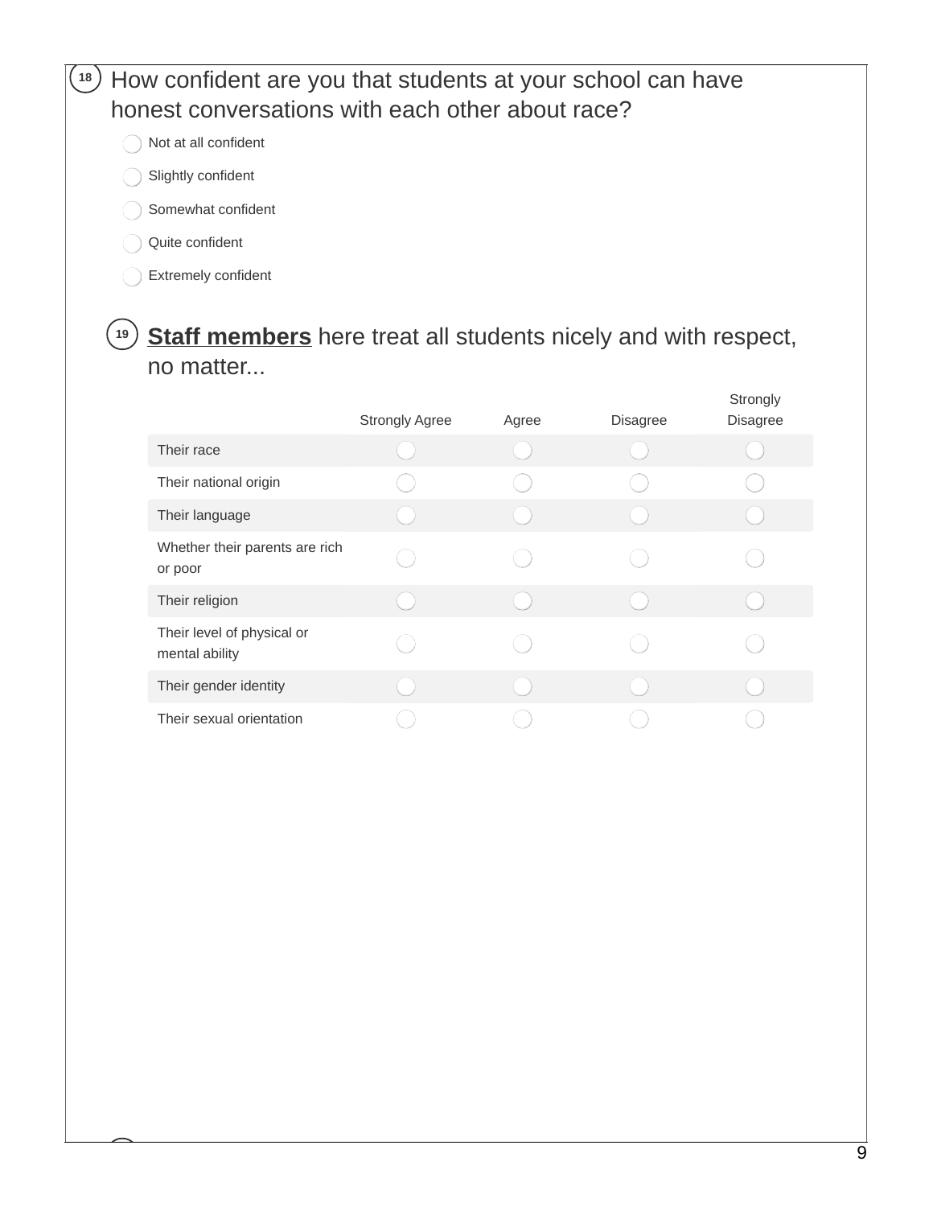18. How confident are you that students at your school can have honest conversations with each other about race?

- Not at all confident
- Slightly confident
- Somewhat confident
- Quite confident
- Extremely confident

19. **Staff members** here treat all students nicely and with respect, no matter...

| | Strongly Agree | Agree | Disagree | Strongly Disagree |
|---|---|---|---|---|
| Their race | | | | |
| Their national origin | | | | |
| Their language | | | | |
| Whether their parents are rich or poor | | | | |
| Their religion | | | | |
| Their level of physical or mental ability | | | | |
| Their gender identity | | | | |
| Their sexual orientation | | | | |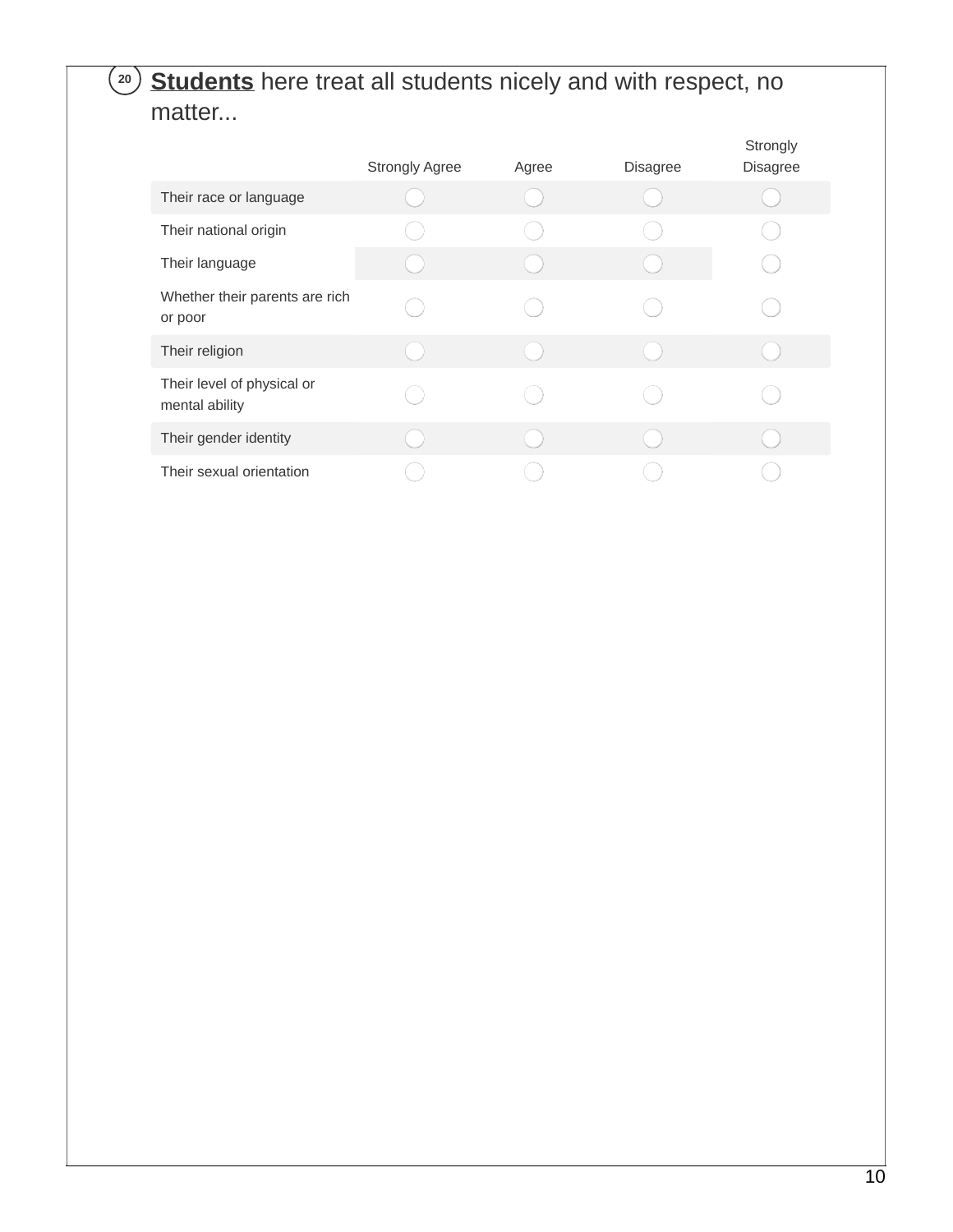20 **Students** here treat all students nicely and with respect, no matter...

| | Strongly Agree | Agree | Disagree | Strongly Disagree |
|---|---|---|---|---|
| Their race or language | ◯ | ◯ | ◯ | ◯ |
| Their national origin | ◯ | ◯ | ◯ | ◯ |
| Their language | ◯ | ◯ | ◯ | ◯ |
| Whether their parents are rich or poor | ◯ | ◯ | ◯ | ◯ |
| Their religion | ◯ | ◯ | ◯ | ◯ |
| Their level of physical or mental ability | ◯ | ◯ | ◯ | ◯ |
| Their gender identity | ◯ | ◯ | ◯ | ◯ |
| Their sexual orientation | ◯ | ◯ | ◯ | ◯ |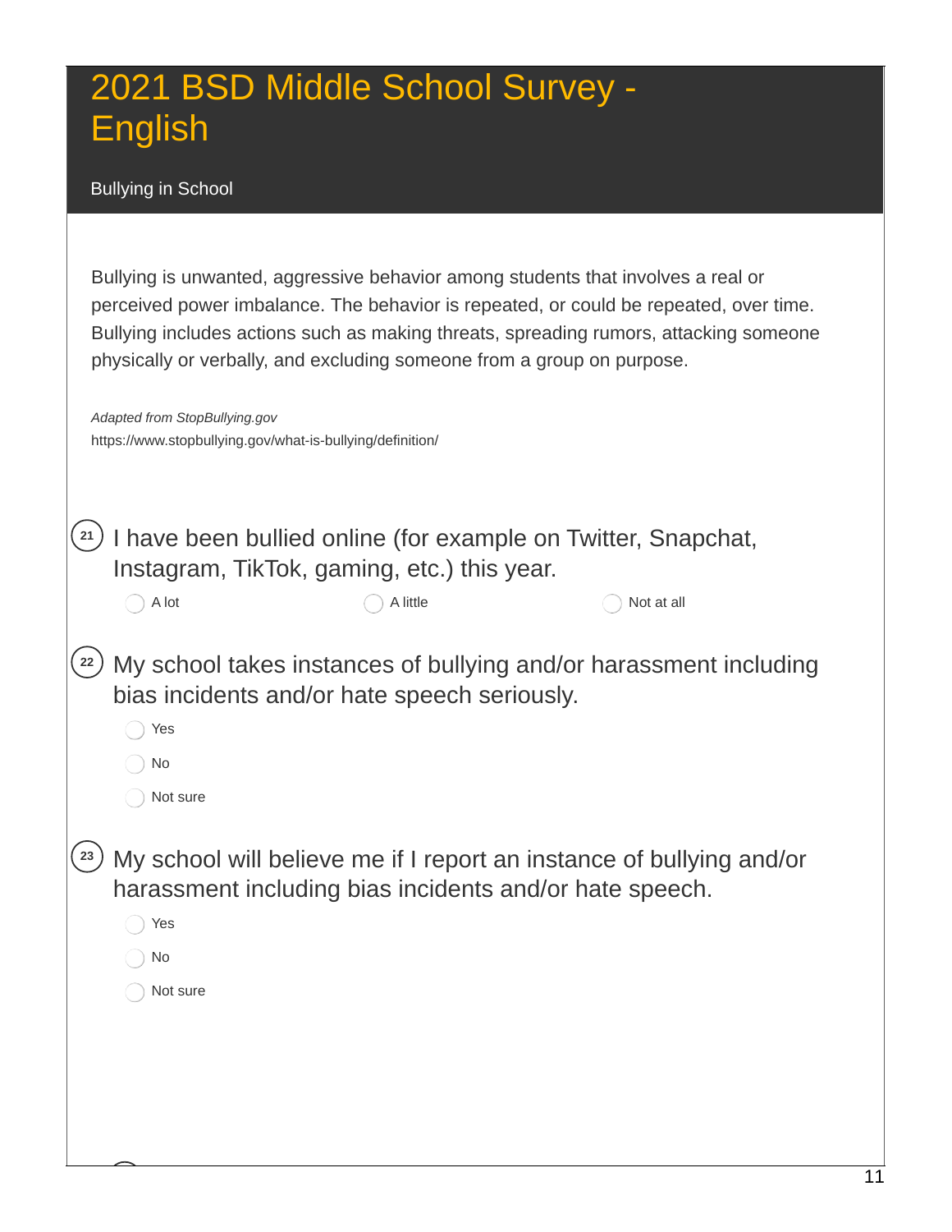# 2021 BSD Middle School Survey - English

## Bullying in School

Bullying is unwanted, aggressive behavior among students that involves a real or perceived power imbalance. The behavior is repeated, or could be repeated, over time. Bullying includes actions such as making threats, spreading rumors, attacking someone physically or verbally, and excluding someone from a group on purpose.

*Adapted from StopBullying.gov*
https://www.stopbullying.gov/what-is-bullying/definition/

**21** I have been bullied online (for example on Twitter, Snapchat, Instagram, TikTok, gaming, etc.) this year.

- ◯ A lot
- ◯ A little
- ◯ Not at all

**22** My school takes instances of bullying and/or harassment including bias incidents and/or hate speech seriously.

- ◯ Yes
- ◯ No
- ◯ Not sure

**23** My school will believe me if I report an instance of bullying and/or harassment including bias incidents and/or hate speech.

- ◯ Yes
- ◯ No
- ◯ Not sure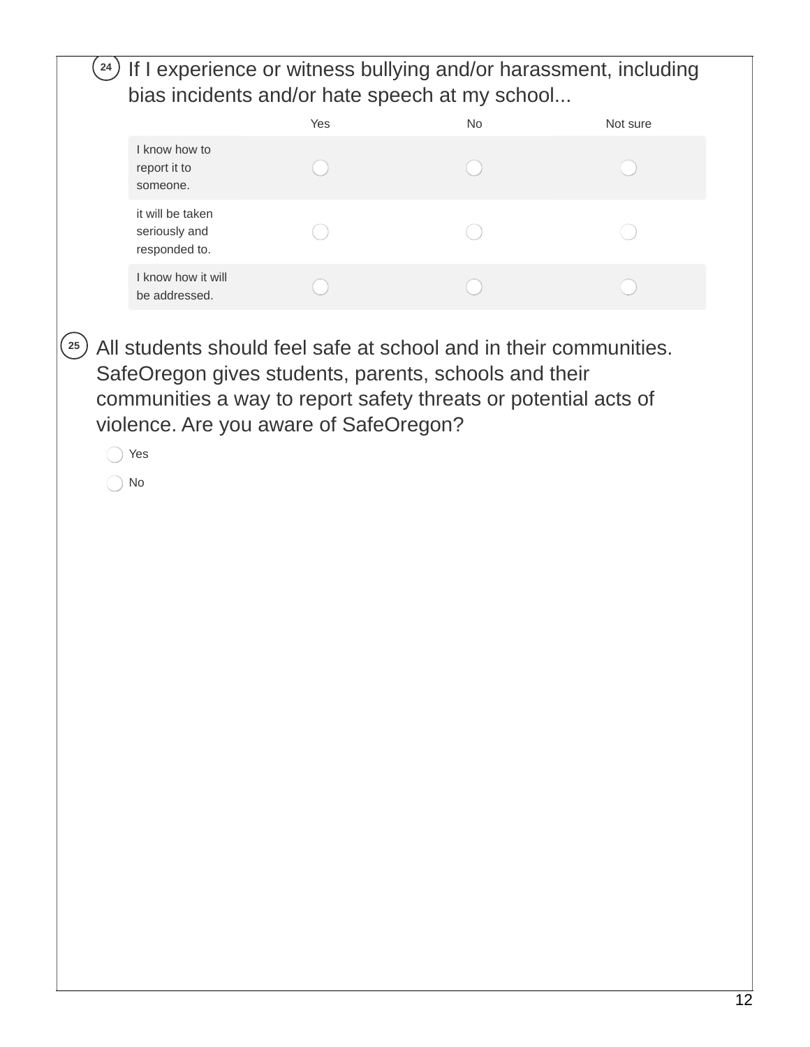24 If I experience or witness bullying and/or harassment, including bias incidents and/or hate speech at my school...

| | Yes | No | Not sure |
| --- | --- | --- | --- |
| I know how to report it to someone. | ◯ | ◯ | ◯ |
| it will be taken seriously and responded to. | ◯ | ◯ | ◯ |
| I know how it will be addressed. | ◯ | ◯ | ◯ |

25 All students should feel safe at school and in their communities. SafeOregon gives students, parents, schools and their communities a way to report safety threats or potential acts of violence. Are you aware of SafeOregon?

- ◯ Yes
- ◯ No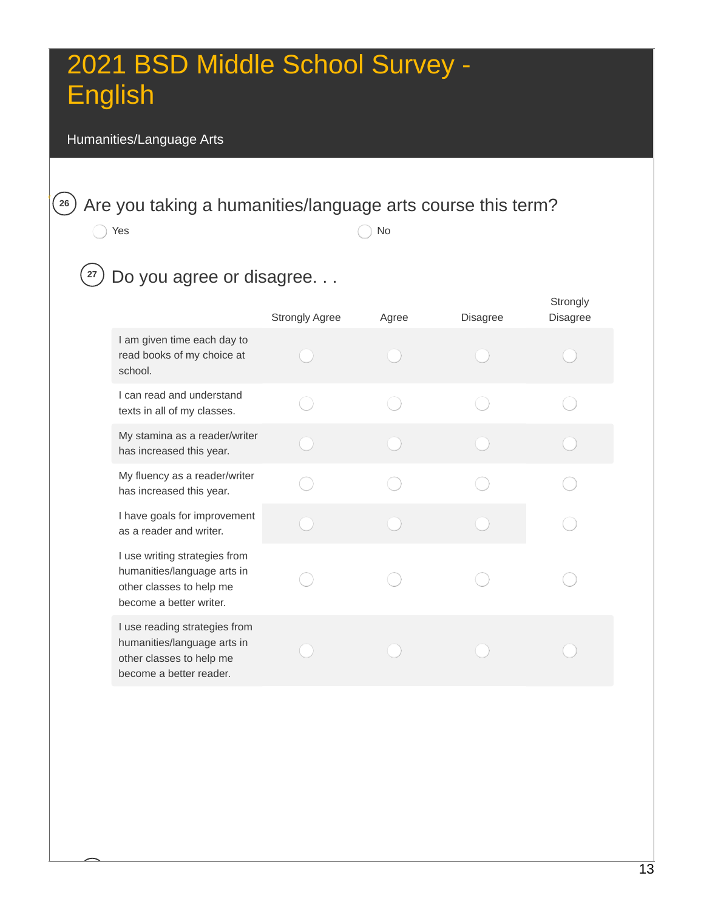# 2021 BSD Middle School Survey - English

## Humanities/Language Arts

26 Are you taking a humanities/language arts course this term?

- Yes
- No

27 Do you agree or disagree. . .

| | Strongly Agree | Agree | Disagree | Strongly Disagree |
|---|---|---|---|---|
| I am given time each day to read books of my choice at school. | | | | |
| I can read and understand texts in all of my classes. | | | | |
| My stamina as a reader/writer has increased this year. | | | | |
| My fluency as a reader/writer has increased this year. | | | | |
| I have goals for improvement as a reader and writer. | | | | |
| I use writing strategies from humanities/language arts in other classes to help me become a better writer. | | | | |
| I use reading strategies from humanities/language arts in other classes to help me become a better reader. | | | | |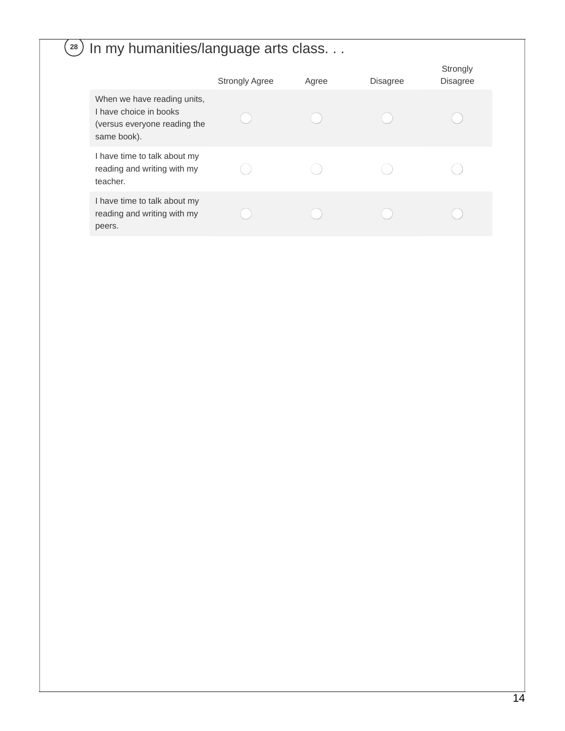## 28 In my humanities/language arts class. . .

| | Strongly Agree | Agree | Disagree | Strongly Disagree |
|---|---|---|---|---|
| When we have reading units, I have choice in books (versus everyone reading the same book). | ○ | ○ | ○ | ○ |
| I have time to talk about my reading and writing with my teacher. | ○ | ○ | ○ | ○ |
| I have time to talk about my reading and writing with my peers. | ○ | ○ | ○ | ○ |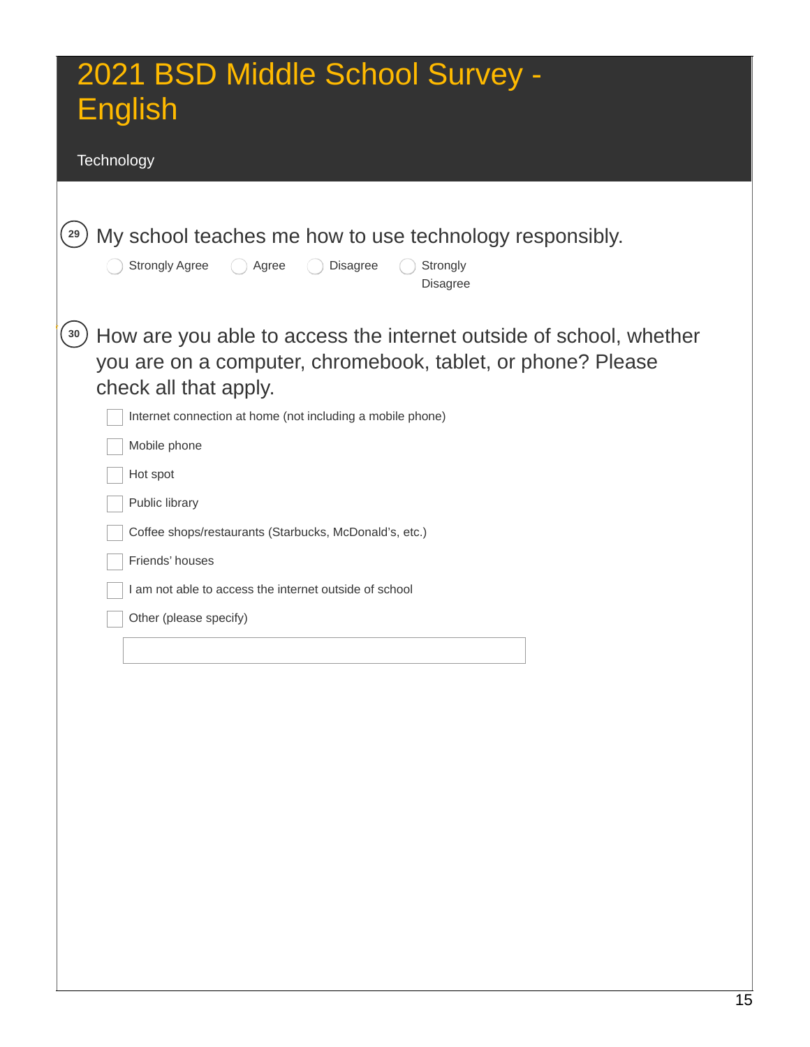# 2021 BSD Middle School Survey - English

## Technology

**29** My school teaches me how to use technology responsibly.

- ◯ Strongly Agree
- ◯ Agree
- ◯ Disagree
- ◯ Strongly Disagree

**30** How are you able to access the internet outside of school, whether you are on a computer, chromebook, tablet, or phone? Please check all that apply.

- ☐ Internet connection at home (not including a mobile phone)
- ☐ Mobile phone
- ☐ Hot spot
- ☐ Public library
- ☐ Coffee shops/restaurants (Starbucks, McDonald's, etc.)
- ☐ Friends' houses
- ☐ I am not able to access the internet outside of school
- ☐ Other (please specify)

\_\_\_\_\_\_\_\_\_\_\_\_\_\_\_\_\_\_\_\_\_\_\_\_\_\_\_\_\_\_\_\_\_\_\_\_\_\_\_\_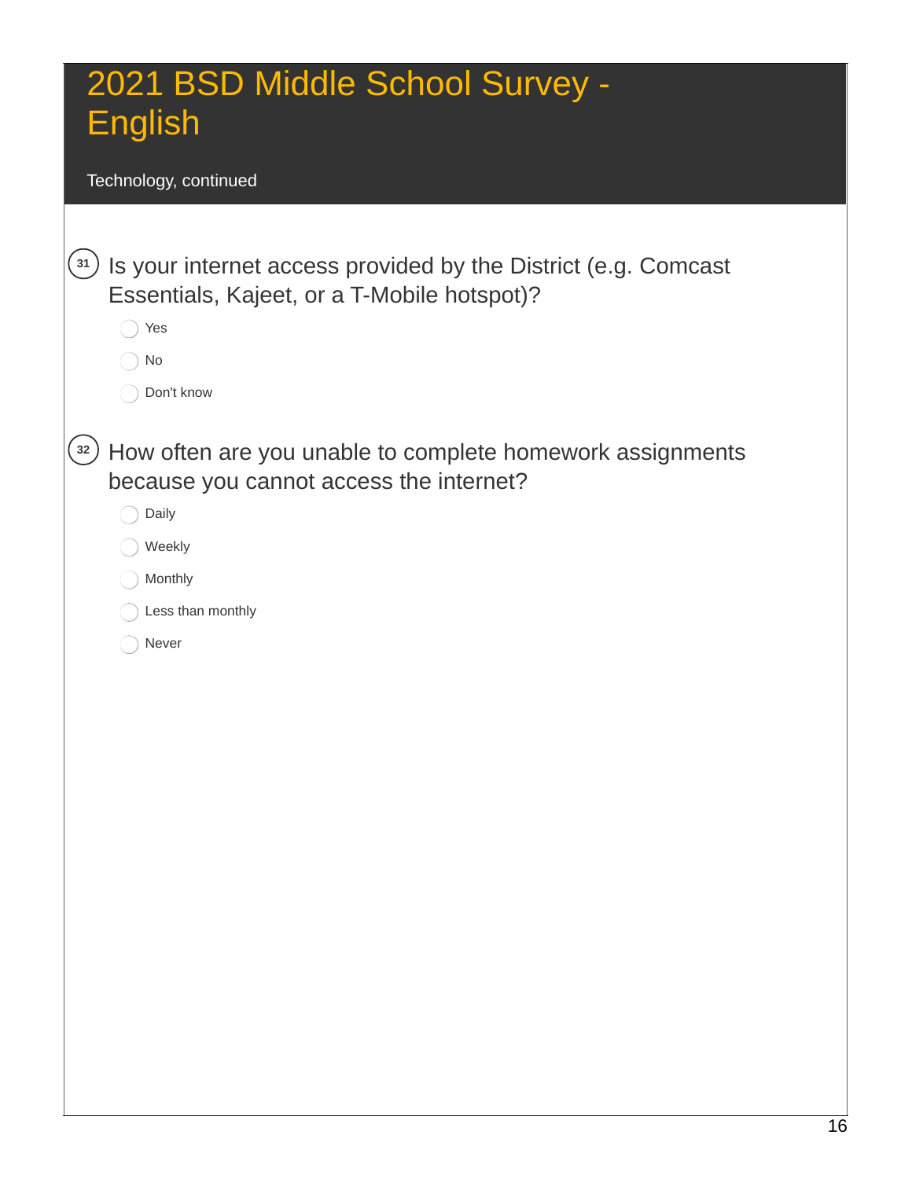# 2021 BSD Middle School Survey - English

Technology, continued

**31** Is your internet access provided by the District (e.g. Comcast Essentials, Kajeet, or a T-Mobile hotspot)?

- Yes
- No
- Don't know

**32** How often are you unable to complete homework assignments because you cannot access the internet?

- Daily
- Weekly
- Monthly
- Less than monthly
- Never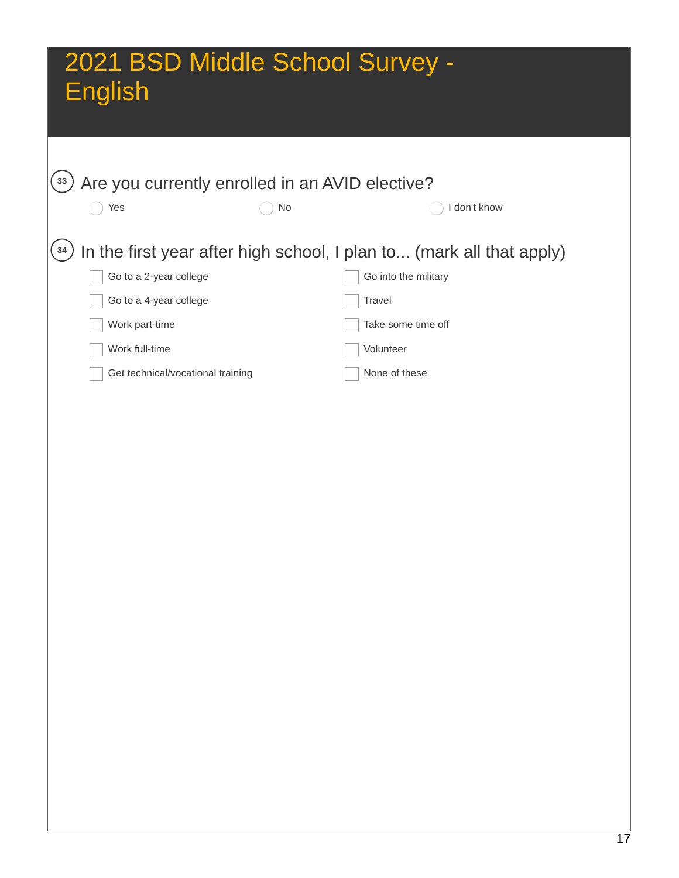# 2021 BSD Middle School Survey - English

**33** Are you currently enrolled in an AVID elective?

- ◯ Yes
- ◯ No
- ◯ I don't know

**34** In the first year after high school, I plan to... (mark all that apply)

- ☐ Go to a 2-year college
- ☐ Go to a 4-year college
- ☐ Work part-time
- ☐ Work full-time
- ☐ Get technical/vocational training
- ☐ Go into the military
- ☐ Travel
- ☐ Take some time off
- ☐ Volunteer
- ☐ None of these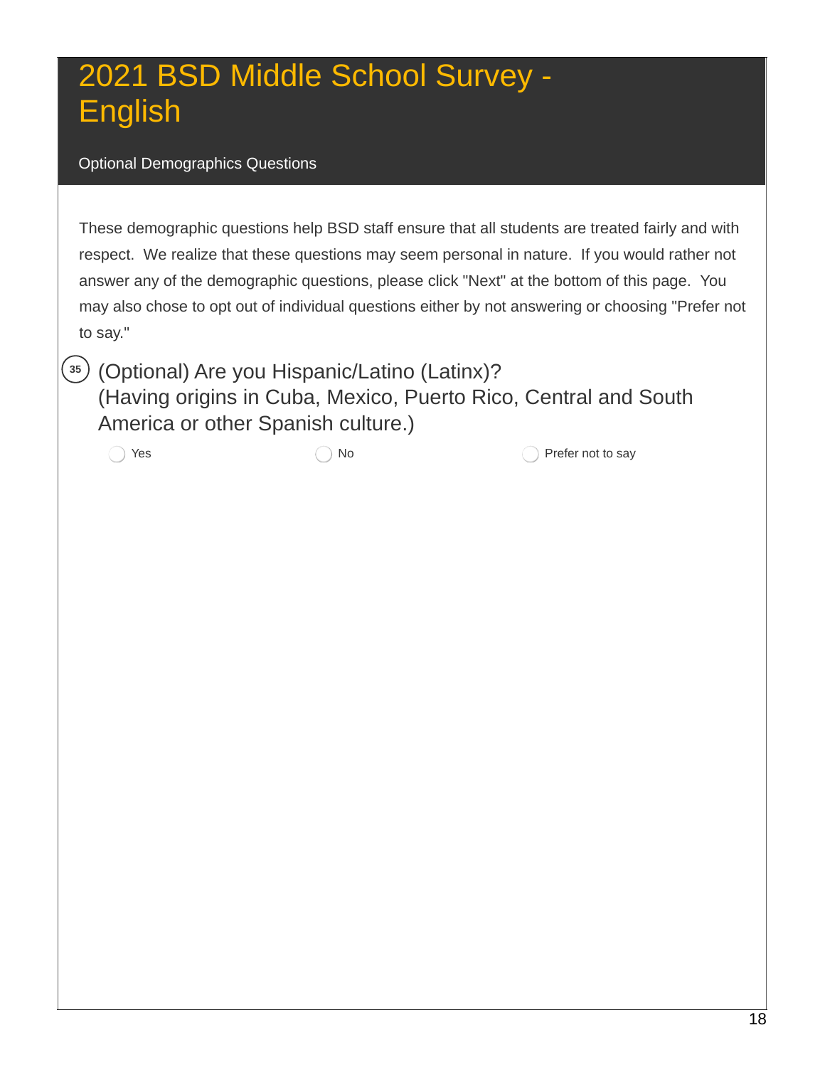# 2021 BSD Middle School Survey - English

Optional Demographics Questions

These demographic questions help BSD staff ensure that all students are treated fairly and with respect. We realize that these questions may seem personal in nature. If you would rather not answer any of the demographic questions, please click "Next" at the bottom of this page. You may also chose to opt out of individual questions either by not answering or choosing "Prefer not to say."

35. (Optional) Are you Hispanic/Latino (Latinx)?
(Having origins in Cuba, Mexico, Puerto Rico, Central and South America or other Spanish culture.)

- Yes
- No
- Prefer not to say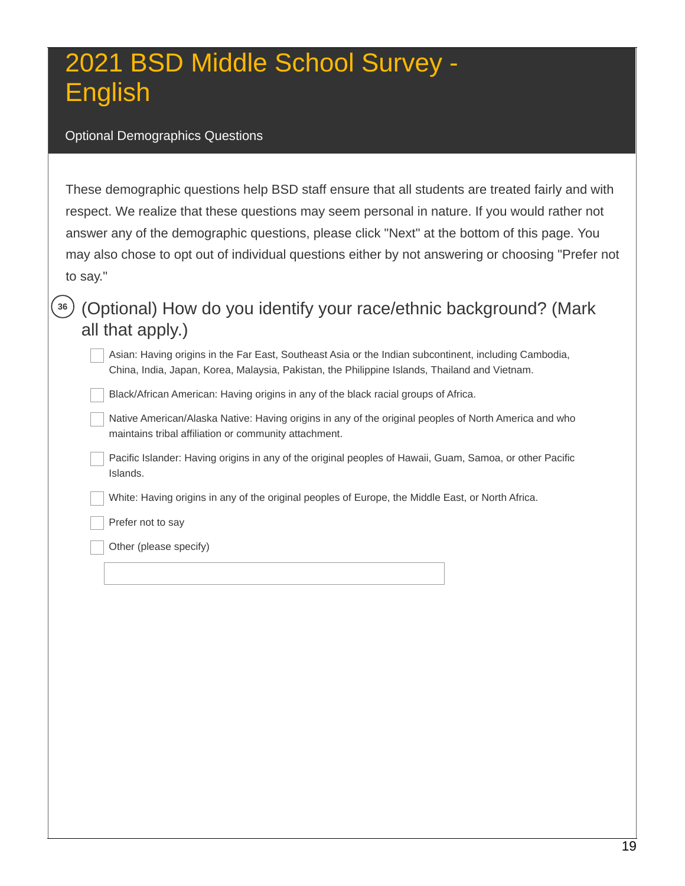# 2021 BSD Middle School Survey - English

## Optional Demographics Questions

These demographic questions help BSD staff ensure that all students are treated fairly and with respect. We realize that these questions may seem personal in nature. If you would rather not answer any of the demographic questions, please click "Next" at the bottom of this page. You may also chose to opt out of individual questions either by not answering or choosing "Prefer not to say."

### 36. (Optional) How do you identify your race/ethnic background? (Mark all that apply.)

- [ ] Asian: Having origins in the Far East, Southeast Asia or the Indian subcontinent, including Cambodia, China, India, Japan, Korea, Malaysia, Pakistan, the Philippine Islands, Thailand and Vietnam.
- [ ] Black/African American: Having origins in any of the black racial groups of Africa.
- [ ] Native American/Alaska Native: Having origins in any of the original peoples of North America and who maintains tribal affiliation or community attachment.
- [ ] Pacific Islander: Having origins in any of the original peoples of Hawaii, Guam, Samoa, or other Pacific Islands.
- [ ] White: Having origins in any of the original peoples of Europe, the Middle East, or North Africa.
- [ ] Prefer not to say
- [ ] Other (please specify)

______________________________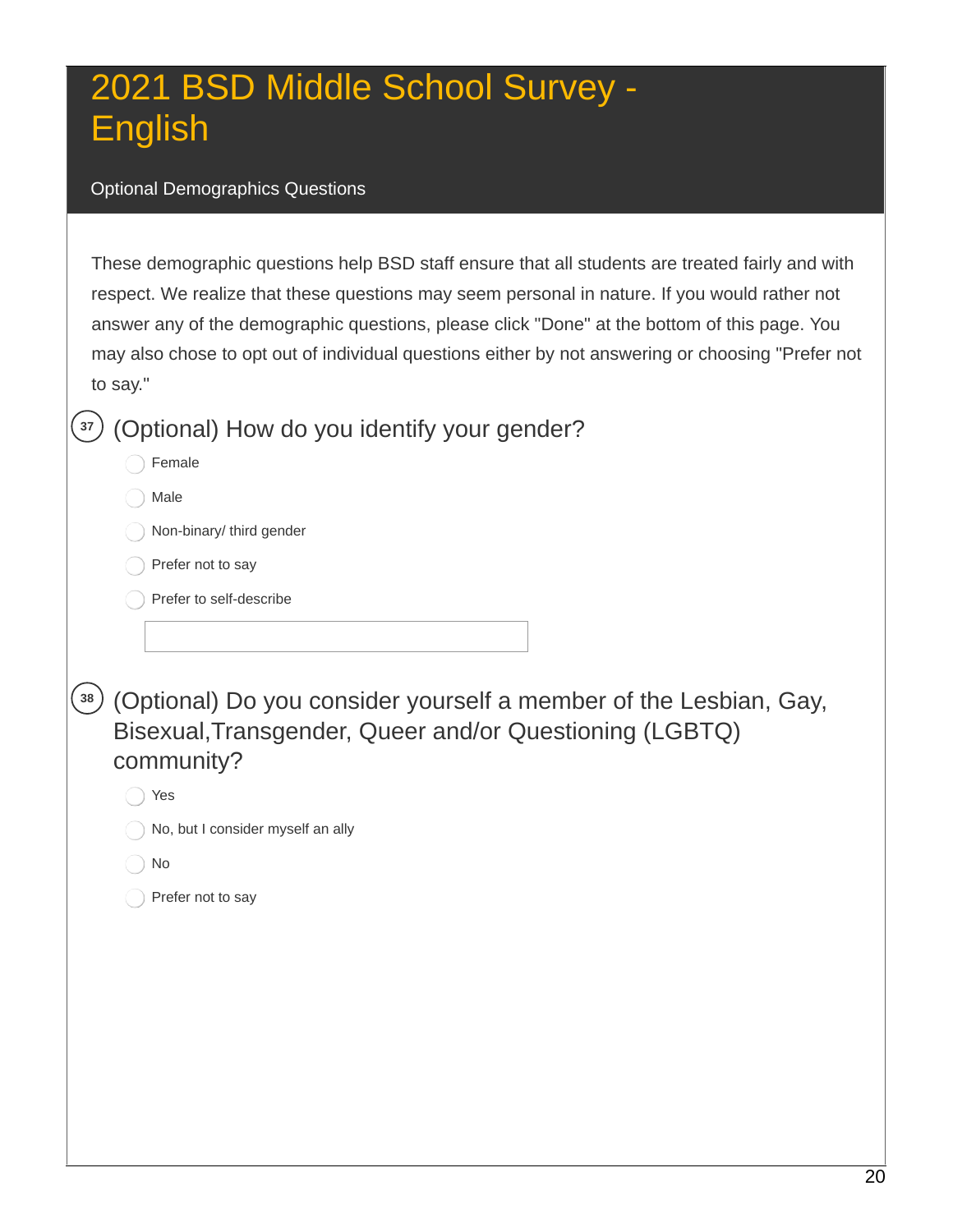# 2021 BSD Middle School Survey - English

Optional Demographics Questions

These demographic questions help BSD staff ensure that all students are treated fairly and with respect. We realize that these questions may seem personal in nature. If you would rather not answer any of the demographic questions, please click "Done" at the bottom of this page. You may also chose to opt out of individual questions either by not answering or choosing "Prefer not to say."

**37** (Optional) How do you identify your gender?

- Female
- Male
- Non-binary/ third gender
- Prefer not to say
- Prefer to self-describe

\_\_\_\_\_\_\_\_\_\_\_\_\_\_\_\_\_\_\_\_

**38** (Optional) Do you consider yourself a member of the Lesbian, Gay, Bisexual,Transgender, Queer and/or Questioning (LGBTQ) community?

- Yes
- No, but I consider myself an ally
- No
- Prefer not to say